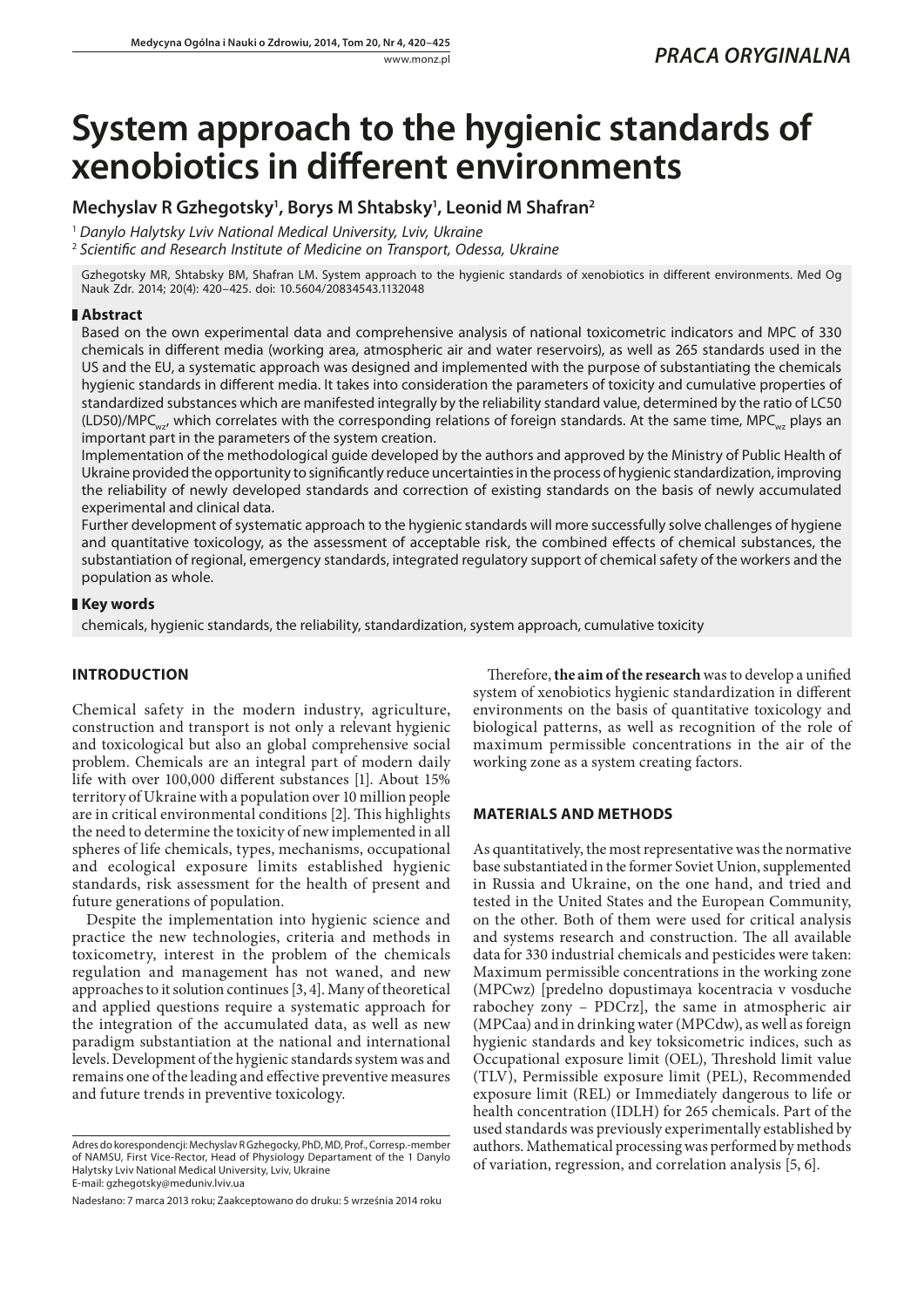PRACA ORYGINALNA

# System approach to the hygienic standards of xenobiotics in different environments

**Mechyslav R Gzhegotsky[1], Borys M Shtabsky[1], Leonid M Shafran[2]**

[1] *Danylo Halytsky Lviv National Medical University, Lviv, Ukraine*
[2] *Scientific and Research Institute of Medicine on Transport, Odessa, Ukraine*

Gzhegotsky MR, Shtabsky BM, Shafran LM. System approach to the hygienic standards of xenobiotics in different environments. Med Og Nauk Zdr. 2014; 20(4): 420–425. doi: 10.5604/20834543.1132048

## Abstract

Based on the own experimental data and comprehensive analysis of national toxicometric indicators and MPC of 330 chemicals in different media (working area, atmospheric air and water reservoirs), as well as 265 standards used in the US and the EU, a systematic approach was designed and implemented with the purpose of substantiating the chemicals hygienic standards in different media. It takes into consideration the parameters of toxicity and cumulative properties of standardized substances which are manifested integrally by the reliability standard value, determined by the ratio of LC50 (LD50)/$MPC_{wz}$, which correlates with the corresponding relations of foreign standards. At the same time, $MPC_{wz}$ plays an important part in the parameters of the system creation.

Implementation of the methodological guide developed by the authors and approved by the Ministry of Public Health of Ukraine provided the opportunity to significantly reduce uncertainties in the process of hygienic standardization, improving the reliability of newly developed standards and correction of existing standards on the basis of newly accumulated experimental and clinical data.

Further development of systematic approach to the hygienic standards will more successfully solve challenges of hygiene and quantitative toxicology, as the assessment of acceptable risk, the combined effects of chemical substances, the substantiation of regional, emergency standards, integrated regulatory support of chemical safety of the workers and the population as whole.

## Key words

chemicals, hygienic standards, the reliability, standardization, system approach, cumulative toxicity

## INTRODUCTION

Chemical safety in the modern industry, agriculture, construction and transport is not only a relevant hygienic and toxicological but also an global comprehensive social problem. Chemicals are an integral part of modern daily life with over 100,000 different substances [1]. About 15% territory of Ukraine with a population over 10 million people are in critical environmental conditions [2]. This highlights the need to determine the toxicity of new implemented in all spheres of life chemicals, types, mechanisms, occupational and ecological exposure limits established hygienic standards, risk assessment for the health of present and future generations of population.

Despite the implementation into hygienic science and practice the new technologies, criteria and methods in toxicometry, interest in the problem of the chemicals regulation and management has not waned, and new approaches to it solution continues [3, 4]. Many of theoretical and applied questions require a systematic approach for the integration of the accumulated data, as well as new paradigm substantiation at the national and international levels. Development of the hygienic standards system was and remains one of the leading and effective preventive measures and future trends in preventive toxicology.

Therefore, **the aim of the research** was to develop a unified system of xenobiotics hygienic standardization in different environments on the basis of quantitative toxicology and biological patterns, as well as recognition of the role of maximum permissible concentrations in the air of the working zone as a system creating factors.

## MATERIALS AND METHODS

As quantitatively, the most representative was the normative base substantiated in the former Soviet Union, supplemented in Russia and Ukraine, on the one hand, and tried and tested in the United States and the European Community, on the other. Both of them were used for critical analysis and systems research and construction. The all available data for 330 industrial chemicals and pesticides were taken: Maximum permissible concentrations in the working zone (MPCwz) [predelno dopustimaya kocentracia v vosduche rabochey zony – PDCrz], the same in atmospheric air (MPCaa) and in drinking water (MPCdw), as well as foreign hygienic standards and key toksicometric indices, such as Occupational exposure limit (OEL), Threshold limit value (TLV), Permissible exposure limit (PEL), Recommended exposure limit (REL) or Immediately dangerous to life or health concentration (IDLH) for 265 chemicals. Part of the used standards was previously experimentally established by authors. Mathematical processing was performed by methods of variation, regression, and correlation analysis [5, 6].

Adres do korespondencji: Mechyslav R Gzhegocky, PhD, MD, Prof., Corresp.-member of NAMSU, First Vice-Rector, Head of Physiology Departament of the 1 Danylo Halytsky Lviv National Medical University, Lviv, Ukraine
E-mail: gzhegotsky@meduniv.lviv.ua

Nadesłano: 7 marca 2013 roku; Zaakceptowano do druku: 5 września 2014 roku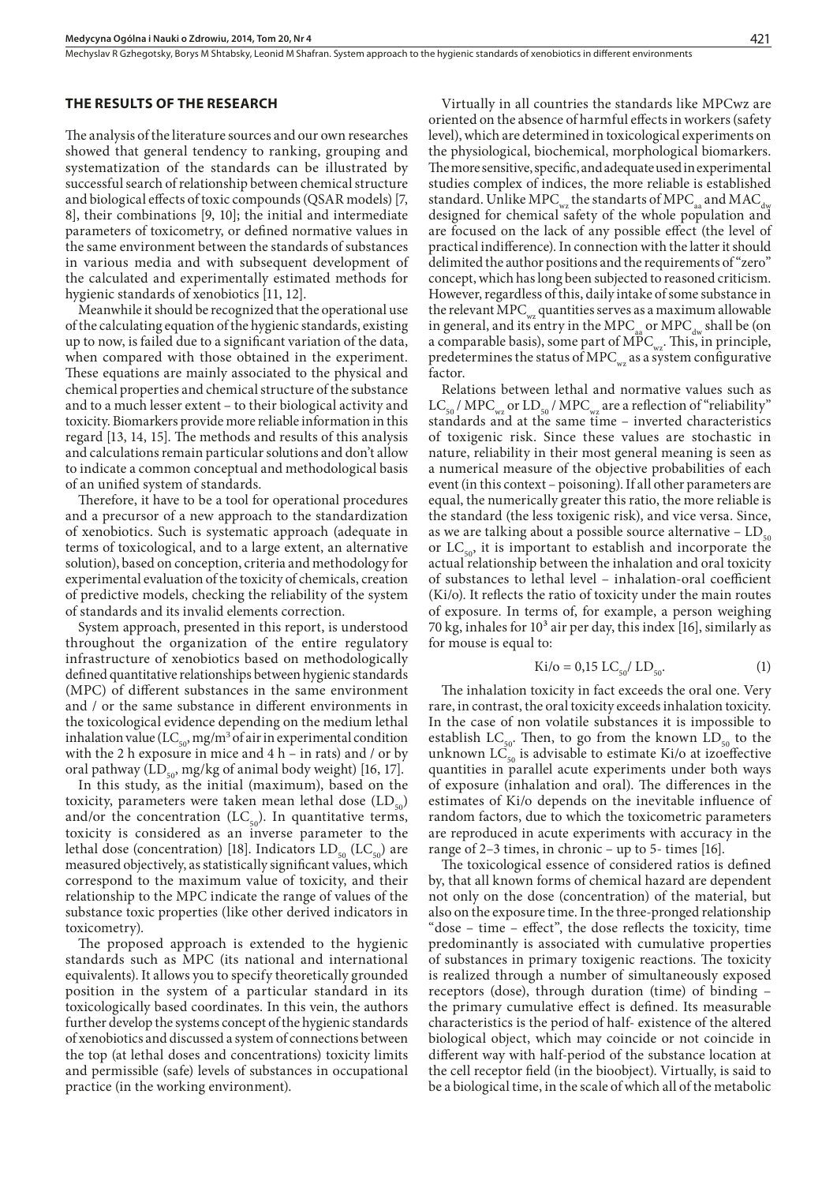## THE RESULTS OF THE RESEARCH

The analysis of the literature sources and our own researches showed that general tendency to ranking, grouping and systematization of the standards can be illustrated by successful search of relationship between chemical structure and biological effects of toxic compounds (QSAR models) [7, 8], their combinations [9, 10]; the initial and intermediate parameters of toxicometry, or defined normative values in the same environment between the standards of substances in various media and with subsequent development of the calculated and experimentally estimated methods for hygienic standards of xenobiotics [11, 12].

Meanwhile it should be recognized that the operational use of the calculating equation of the hygienic standards, existing up to now, is failed due to a significant variation of the data, when compared with those obtained in the experiment. These equations are mainly associated to the physical and chemical properties and chemical structure of the substance and to a much lesser extent – to their biological activity and toxicity. Biomarkers provide more reliable information in this regard [13, 14, 15]. The methods and results of this analysis and calculations remain particular solutions and don't allow to indicate a common conceptual and methodological basis of an unified system of standards.

Therefore, it have to be a tool for operational procedures and a precursor of a new approach to the standardization of xenobiotics. Such is systematic approach (adequate in terms of toxicological, and to a large extent, an alternative solution), based on conception, criteria and methodology for experimental evaluation of the toxicity of chemicals, creation of predictive models, checking the reliability of the system of standards and its invalid elements correction.

System approach, presented in this report, is understood throughout the organization of the entire regulatory infrastructure of xenobiotics based on methodologically defined quantitative relationships between hygienic standards (MPC) of different substances in the same environment and / or the same substance in different environments in the toxicological evidence depending on the medium lethal inhalation value ($LC_{50}$, mg/m$^3$ of air in experimental condition with the 2 h exposure in mice and 4 h – in rats) and / or by oral pathway ($LD_{50}$, mg/kg of animal body weight) [16, 17].

In this study, as the initial (maximum), based on the toxicity, parameters were taken mean lethal dose ($LD_{50}$) and/or the concentration ($LC_{50}$). In quantitative terms, toxicity is considered as an inverse parameter to the lethal dose (concentration) [18]. Indicators $LD_{50}$ ($LC_{50}$) are measured objectively, as statistically significant values, which correspond to the maximum value of toxicity, and their relationship to the MPC indicate the range of values of the substance toxic properties (like other derived indicators in toxicometry).

The proposed approach is extended to the hygienic standards such as MPC (its national and international equivalents). It allows you to specify theoretically grounded position in the system of a particular standard in its toxicologically based coordinates. In this vein, the authors further develop the systems concept of the hygienic standards of xenobiotics and discussed a system of connections between the top (at lethal doses and concentrations) toxicity limits and permissible (safe) levels of substances in occupational practice (in the working environment).

Virtually in all countries the standards like MPCwz are oriented on the absence of harmful effects in workers (safety level), which are determined in toxicological experiments on the physiological, biochemical, morphological biomarkers. The more sensitive, specific, and adequate used in experimental studies complex of indices, the more reliable is established standard. Unlike $MPC_{wz}$ the standarts of $MPC_{aa}$ and $MAC_{dw}$ designed for chemical safety of the whole population and are focused on the lack of any possible effect (the level of practical indifference). In connection with the latter it should delimited the author positions and the requirements of "zero" concept, which has long been subjected to reasoned criticism. However, regardless of this, daily intake of some substance in the relevant $MPC_{wz}$ quantities serves as a maximum allowable in general, and its entry in the $MPC_{aa}$ or $MPC_{dw}$ shall be (on a comparable basis), some part of $MPC_{wz}$. This, in principle, predetermines the status of $MPC_{wz}$ as a system configurative factor.

Relations between lethal and normative values such as $LC_{50}$ / $MPC_{wz}$ or $LD_{50}$ / $MPC_{wz}$ are a reflection of "reliability" standards and at the same time – inverted characteristics of toxigenic risk. Since these values are stochastic in nature, reliability in their most general meaning is seen as a numerical measure of the objective probabilities of each event (in this context – poisoning). If all other parameters are equal, the numerically greater this ratio, the more reliable is the standard (the less toxigenic risk), and vice versa. Since, as we are talking about a possible source alternative – $LD_{50}$ or $LC_{50}$, it is important to establish and incorporate the actual relationship between the inhalation and oral toxicity of substances to lethal level – inhalation-oral coefficient (Ki/o). It reflects the ratio of toxicity under the main routes of exposure. In terms of, for example, a person weighing 70 kg, inhales for $10^3$ air per day, this index [16], similarly as for mouse is equal to:

$$\text{Ki/o} = 0{,}15\ LC_{50} / LD_{50}. \tag{1}$$

The inhalation toxicity in fact exceeds the oral one. Very rare, in contrast, the oral toxicity exceeds inhalation toxicity. In the case of non volatile substances it is impossible to establish $LC_{50}$. Then, to go from the known $LD_{50}$ to the unknown $LC_{50}$ is advisable to estimate Ki/o at izoeffective quantities in parallel acute experiments under both ways of exposure (inhalation and oral). The differences in the estimates of Ki/o depends on the inevitable influence of random factors, due to which the toxicometric parameters are reproduced in acute experiments with accuracy in the range of 2–3 times, in chronic – up to 5- times [16].

The toxicological essence of considered ratios is defined by, that all known forms of chemical hazard are dependent not only on the dose (concentration) of the material, but also on the exposure time. In the three-pronged relationship "dose – time – effect", the dose reflects the toxicity, time predominantly is associated with cumulative properties of substances in primary toxigenic reactions. The toxicity is realized through a number of simultaneously exposed receptors (dose), through duration (time) of binding – the primary cumulative effect is defined. Its measurable characteristics is the period of half- existence of the altered biological object, which may coincide or not coincide in different way with half-period of the substance location at the cell receptor field (in the bioobject). Virtually, is said to be a biological time, in the scale of which all of the metabolic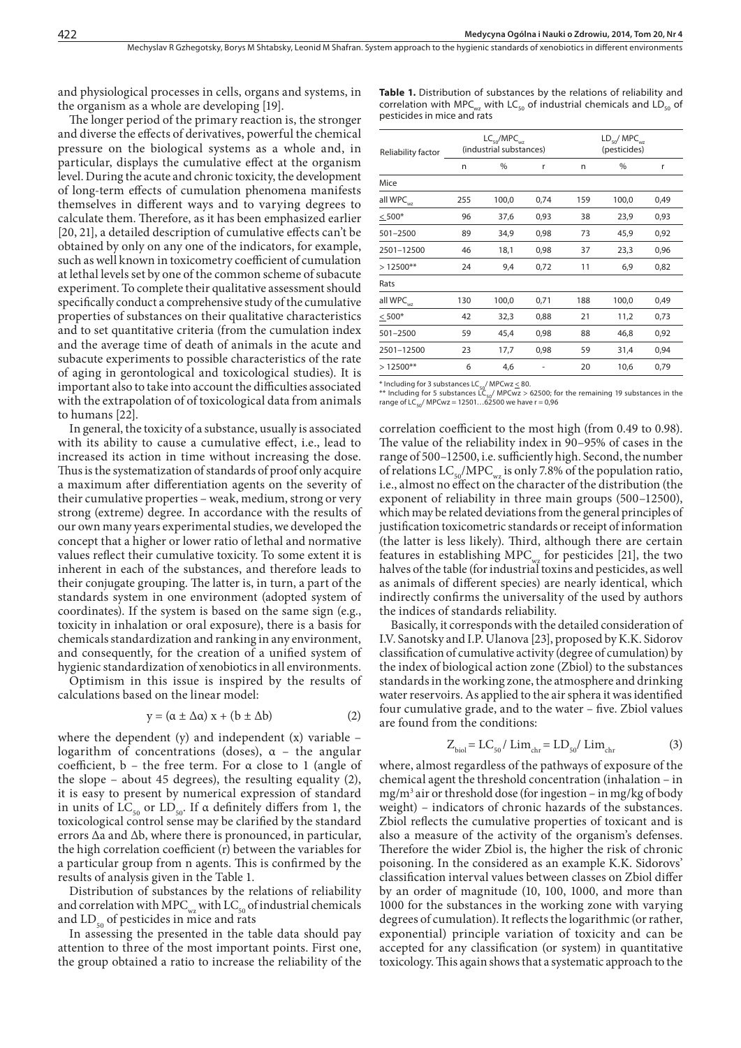and physiological processes in cells, organs and systems, in the organism as a whole are developing [19].

The longer period of the primary reaction is, the stronger and diverse the effects of derivatives, powerful the chemical pressure on the biological systems as a whole and, in particular, displays the cumulative effect at the organism level. During the acute and chronic toxicity, the development of long-term effects of cumulation phenomena manifests themselves in different ways and to varying degrees to calculate them. Therefore, as it has been emphasized earlier [20, 21], a detailed description of cumulative effects can't be obtained by only on any one of the indicators, for example, such as well known in toxicometry coefficient of cumulation at lethal levels set by one of the common scheme of subacute experiment. To complete their qualitative assessment should specifically conduct a comprehensive study of the cumulative properties of substances on their qualitative characteristics and to set quantitative criteria (from the cumulation index and the average time of death of animals in the acute and subacute experiments to possible characteristics of the rate of aging in gerontological and toxicological studies). It is important also to take into account the difficulties associated with the extrapolation of of toxicological data from animals to humans [22].

In general, the toxicity of a substance, usually is associated with its ability to cause a cumulative effect, i.e., lead to increased its action in time without increasing the dose. Thus is the systematization of standards of proof only acquire a maximum after differentiation agents on the severity of their cumulative properties – weak, medium, strong or very strong (extreme) degree. In accordance with the results of our own many years experimental studies, we developed the concept that a higher or lower ratio of lethal and normative values reflect their cumulative toxicity. To some extent it is inherent in each of the substances, and therefore leads to their conjugate grouping. The latter is, in turn, a part of the standards system in one environment (adopted system of coordinates). If the system is based on the same sign (e.g., toxicity in inhalation or oral exposure), there is a basis for chemicals standardization and ranking in any environment, and consequently, for the creation of a unified system of hygienic standardization of xenobiotics in all environments.

Optimism in this issue is inspired by the results of calculations based on the linear model:

$$y = (\alpha \pm \Delta\alpha)\ x + (b \pm \Delta b) \qquad (2)$$

where the dependent (y) and independent (x) variable – logarithm of concentrations (doses), α – the angular coefficient, b – the free term. For α close to 1 (angle of the slope – about 45 degrees), the resulting equality (2), it is easy to present by numerical expression of standard in units of $LC_{50}$ or $LD_{50}$. If α definitely differs from 1, the toxicological control sense may be clarified by the standard errors Δa and Δb, where there is pronounced, in particular, the high correlation coefficient (r) between the variables for a particular group from n agents. This is confirmed by the results of analysis given in the Table 1.

Distribution of substances by the relations of reliability and correlation with $MPC_{wz}$ with $LC_{50}$ of industrial chemicals and $LD_{50}$ of pesticides in mice and rats

In assessing the presented in the table data should pay attention to three of the most important points. First one, the group obtained a ratio to increase the reliability of the correlation coefficient to the most high (from 0.49 to 0.98). The value of the reliability index in 90–95% of cases in the range of 500–12500, i.e. sufficiently high. Second, the number of relations $LC_{50}/MPC_{wz}$ is only 7.8% of the population ratio, i.e., almost no effect on the character of the distribution (the exponent of reliability in three main groups (500–12500), which may be related deviations from the general principles of justification toxicometric standards or receipt of information (the latter is less likely). Third, although there are certain features in establishing $MPC_{wz}$ for pesticides [21], the two halves of the table (for industrial toxins and pesticides, as well as animals of different species) are nearly identical, which indirectly confirms the universality of the used by authors the indices of standards reliability.

**Table 1.** Distribution of substances by the relations of reliability and correlation with $MPC_{wz}$ with $LC_{50}$ of industrial chemicals and $LD_{50}$ of pesticides in mice and rats

| Reliability factor | $LC_{50}/MPC_{wz}$ (industrial substances) | | | $LD_{50}/MPC_{wz}$ (pesticides) | | |
|---|---|---|---|---|---|---|
| | n | % | r | n | % | r |
| Mice | | | | | | |
| all $WPC_{wz}$ | 255 | 100,0 | 0,74 | 159 | 100,0 | 0,49 |
| ≤ 500* | 96 | 37,6 | 0,93 | 38 | 23,9 | 0,93 |
| 501–2500 | 89 | 34,9 | 0,98 | 73 | 45,9 | 0,92 |
| 2501–12500 | 46 | 18,1 | 0,98 | 37 | 23,3 | 0,96 |
| > 12500** | 24 | 9,4 | 0,72 | 11 | 6,9 | 0,82 |
| Rats | | | | | | |
| all $WPC_{wz}$ | 130 | 100,0 | 0,71 | 188 | 100,0 | 0,49 |
| ≤ 500* | 42 | 32,3 | 0,88 | 21 | 11,2 | 0,73 |
| 501–2500 | 59 | 45,4 | 0,98 | 88 | 46,8 | 0,92 |
| 2501–12500 | 23 | 17,7 | 0,98 | 59 | 31,4 | 0,94 |
| > 12500** | 6 | 4,6 | - | 20 | 10,6 | 0,79 |

\* Including for 3 substances $LC_{50}$/ MPCwz ≤ 80.
\*\* Including for 5 substances $LC_{50}$/ MPCwz > 62500; for the remaining 19 substances in the range of $LC_{50}$/ MPCwz = 12501…62500 we have r = 0,96

Basically, it corresponds with the detailed consideration of I.V. Sanotsky and I.P. Ulanova [23], proposed by K.K. Sidorov classification of cumulative activity (degree of cumulation) by the index of biological action zone (Zbiol) to the substances standards in the working zone, the atmosphere and drinking water reservoirs. As applied to the air sphera it was identified four cumulative grade, and to the water – five. Zbiol values are found from the conditions:

$$Z_{biol} = LC_{50} / Lim_{chr} = LD_{50} / Lim_{chr} \qquad (3)$$

where, almost regardless of the pathways of exposure of the chemical agent the threshold concentration (inhalation – in $mg/m^3$ air or threshold dose (for ingestion – in mg/kg of body weight) – indicators of chronic hazards of the substances. Zbiol reflects the cumulative properties of toxicant and is also a measure of the activity of the organism's defenses. Therefore the wider Zbiol is, the higher the risk of chronic poisoning. In the considered as an example K.K. Sidorovs' classification interval values between classes on Zbiol differ by an order of magnitude (10, 100, 1000, and more than 1000 for the substances in the working zone with varying degrees of cumulation). It reflects the logarithmic (or rather, exponential) principle variation of toxicity and can be accepted for any classification (or system) in quantitative toxicology. This again shows that a systematic approach to the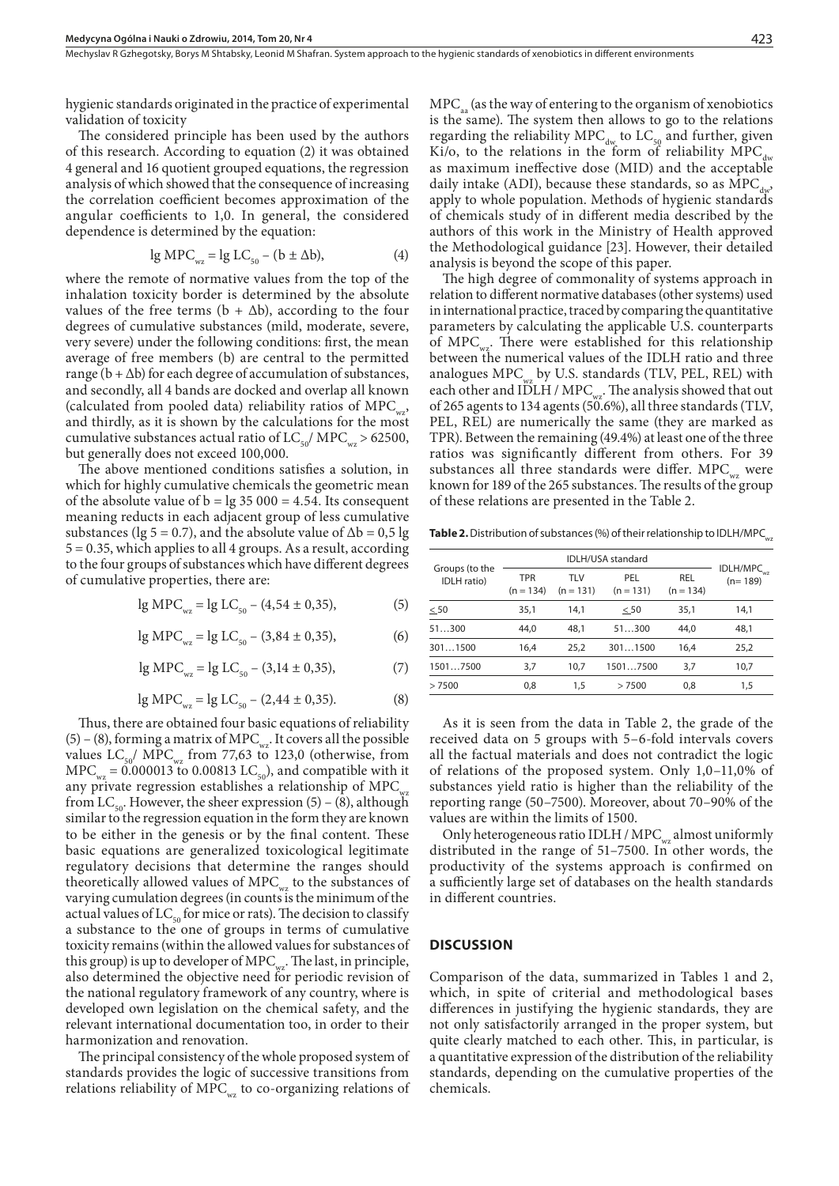hygienic standards originated in the practice of experimental validation of toxicity

The considered principle has been used by the authors of this research. According to equation (2) it was obtained 4 general and 16 quotient grouped equations, the regression analysis of which showed that the consequence of increasing the correlation coefficient becomes approximation of the angular coefficients to 1,0. In general, the considered dependence is determined by the equation:

$$\lg MPC_{wz} = \lg LC_{50} - (b \pm \Delta b), \quad (4)$$

where the remote of normative values from the top of the inhalation toxicity border is determined by the absolute values of the free terms ($b + \Delta b$), according to the four degrees of cumulative substances (mild, moderate, severe, very severe) under the following conditions: first, the mean average of free members (b) are central to the permitted range ($b + \Delta b$) for each degree of accumulation of substances, and secondly, all 4 bands are docked and overlap all known (calculated from pooled data) reliability ratios of $MPC_{wz}$, and thirdly, as it is shown by the calculations for the most cumulative substances actual ratio of $LC_{50}/MPC_{wz} > 62500$, but generally does not exceed 100,000.

The above mentioned conditions satisfies a solution, in which for highly cumulative chemicals the geometric mean of the absolute value of $b = \lg 35\,000 = 4.54$. Its consequent meaning reducts in each adjacent group of less cumulative substances ($\lg 5 = 0.7$), and the absolute value of $\Delta b = 0{,}5 \lg 5 = 0.35$, which applies to all 4 groups. As a result, according to the four groups of substances which have different degrees of cumulative properties, there are:

$$\lg MPC_{wz} = \lg LC_{50} - (4{,}54 \pm 0{,}35), \quad (5)$$

$$\lg MPC_{wz} = \lg LC_{50} - (3{,}84 \pm 0{,}35), \quad (6)$$

$$\lg MPC_{wz} = \lg LC_{50} - (3{,}14 \pm 0{,}35), \quad (7)$$

$$\lg MPC_{wz} = \lg LC_{50} - (2{,}44 \pm 0{,}35). \quad (8)$$

Thus, there are obtained four basic equations of reliability (5) – (8), forming a matrix of $MPC_{wz}$. It covers all the possible values $LC_{50}/MPC_{wz}$ from 77,63 to 123,0 (otherwise, from $MPC_{wz} = 0.000013$ to $0.00813\ LC_{50}$), and compatible with it any private regression establishes a relationship of $MPC_{wz}$ from $LC_{50}$. However, the sheer expression (5) – (8), although similar to the regression equation in the form they are known to be either in the genesis or by the final content. These basic equations are generalized toxicological legitimate regulatory decisions that determine the ranges should theoretically allowed values of $MPC_{wz}$ to the substances of varying cumulation degrees (in counts is the minimum of the actual values of $LC_{50}$ for mice or rats). The decision to classify a substance to the one of groups in terms of cumulative toxicity remains (within the allowed values for substances of this group) is up to developer of $MPC_{wz}$. The last, in principle, also determined the objective need for periodic revision of the national regulatory framework of any country, where is developed own legislation on the chemical safety, and the relevant international documentation too, in order to their harmonization and renovation.

The principal consistency of the whole proposed system of standards provides the logic of successive transitions from relations reliability of $MPC_{wz}$ to co-organizing relations of $MPC_{aa}$ (as the way of entering to the organism of xenobiotics is the same). The system then allows to go to the relations regarding the reliability $MPC_{dw}$ to $LC_{50}$ and further, given Ki/o, to the relations in the form of reliability $MPC_{dw}$ as maximum ineffective dose (MID) and the acceptable daily intake (ADI), because these standards, so as $MPC_{dw}$, apply to whole population. Methods of hygienic standards of chemicals study of in different media described by the authors of this work in the Ministry of Health approved the Methodological guidance [23]. However, their detailed analysis is beyond the scope of this paper.

The high degree of commonality of systems approach in relation to different normative databases (other systems) used in international practice, traced by comparing the quantitative parameters by calculating the applicable U.S. counterparts of $MPC_{wz}$. There were established for this relationship between the numerical values of the IDLH ratio and three analogues $MPC_{wz}$ by U.S. standards (TLV, PEL, REL) with each other and IDLH / $MPC_{wz}$. The analysis showed that out of 265 agents to 134 agents (50.6%), all three standards (TLV, PEL, REL) are numerically the same (they are marked as TPR). Between the remaining (49.4%) at least one of the three ratios was significantly different from others. For 39 substances all three standards were differ. $MPC_{wz}$ were known for 189 of the 265 substances. The results of the group of these relations are presented in the Table 2.

**Table 2.** Distribution of substances (%) of their relationship to IDLH/$MPC_{wz}$

| Groups (to the IDLH ratio) | IDLH/USA standard | | | | IDLH/$MPC_{wz}$ (n= 189) |
|---|---|---|---|---|---|
| | TPR (n = 134) | TLV (n = 131) | PEL (n = 131) | REL (n = 134) | |
| < 50 | 35,1 | 14,1 | < 50 | 35,1 | 14,1 |
| 51…300 | 44,0 | 48,1 | 51…300 | 44,0 | 48,1 |
| 301…1500 | 16,4 | 25,2 | 301…1500 | 16,4 | 25,2 |
| 1501…7500 | 3,7 | 10,7 | 1501…7500 | 3,7 | 10,7 |
| > 7500 | 0,8 | 1,5 | > 7500 | 0,8 | 1,5 |

As it is seen from the data in Table 2, the grade of the received data on 5 groups with 5–6-fold intervals covers all the factual materials and does not contradict the logic of relations of the proposed system. Only 1,0–11,0% of substances yield ratio is higher than the reliability of the reporting range (50–7500). Moreover, about 70–90% of the values are within the limits of 1500.

Only heterogeneous ratio IDLH / $MPC_{wz}$ almost uniformly distributed in the range of 51–7500. In other words, the productivity of the systems approach is confirmed on a sufficiently large set of databases on the health standards in different countries.

## DISCUSSION

Comparison of the data, summarized in Tables 1 and 2, which, in spite of criterial and methodological bases differences in justifying the hygienic standards, they are not only satisfactorily arranged in the proper system, but quite clearly matched to each other. This, in particular, is a quantitative expression of the distribution of the reliability standards, depending on the cumulative properties of the chemicals.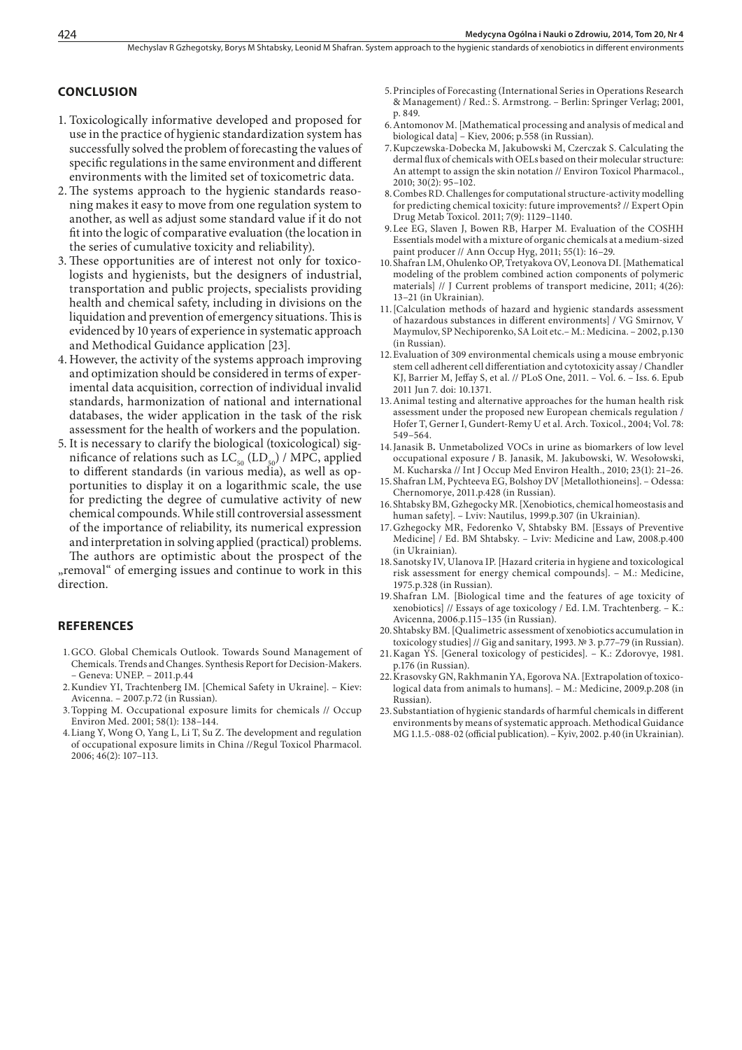## CONCLUSION

1. Toxicologically informative developed and proposed for use in the practice of hygienic standardization system has successfully solved the problem of forecasting the values of specific regulations in the same environment and different environments with the limited set of toxicometric data.
2. The systems approach to the hygienic standards reasoning makes it easy to move from one regulation system to another, as well as adjust some standard value if it do not fit into the logic of comparative evaluation (the location in the series of cumulative toxicity and reliability).
3. These opportunities are of interest not only for toxicologists and hygienists, but the designers of industrial, transportation and public projects, specialists providing health and chemical safety, including in divisions on the liquidation and prevention of emergency situations. This is evidenced by 10 years of experience in systematic approach and Methodical Guidance application [23].
4. However, the activity of the systems approach improving and optimization should be considered in terms of experimental data acquisition, correction of individual invalid standards, harmonization of national and international databases, the wider application in the task of the risk assessment for the health of workers and the population.
5. It is necessary to clarify the biological (toxicological) significance of relations such as $LC_{50}$ ($LD_{50}$) / MPC, applied to different standards (in various media), as well as opportunities to display it on a logarithmic scale, the use for predicting the degree of cumulative activity of new chemical compounds. While still controversial assessment of the importance of reliability, its numerical expression and interpretation in solving applied (practical) problems.

The authors are optimistic about the prospect of the „removal" of emerging issues and continue to work in this direction.

## REFERENCES

1. GCO. Global Chemicals Outlook. Towards Sound Management of Chemicals. Trends and Changes. Synthesis Report for Decision-Makers. – Geneva: UNEP. – 2011.p.44
2. Kundiev YI, Trachtenberg IM. [Chemical Safety in Ukraine]. – Kiev: Avicenna. – 2007.p.72 (in Russian).
3. Topping M. Occupational exposure limits for chemicals // Occup Environ Med. 2001; 58(1): 138–144.
4. Liang Y, Wong O, Yang L, Li T, Su Z. The development and regulation of occupational exposure limits in China //Regul Toxicol Pharmacol. 2006; 46(2): 107–113.
5. Principles of Forecasting (International Series in Operations Research & Management) / Red.: S. Armstrong. – Berlin: Springer Verlag; 2001, p. 849.
6. Antomonov M. [Mathematical processing and analysis of medical and biological data] – Kiev, 2006; p.558 (in Russian).
7. Kupczewska-Dobecka M, Jakubowski M, Czerczak S. Calculating the dermal flux of chemicals with OELs based on their molecular structure: An attempt to assign the skin notation // Environ Toxicol Pharmacol., 2010; 30(2): 95–102.
8. Combes RD. Challenges for computational structure-activity modelling for predicting chemical toxicity: future improvements? // Expert Opin Drug Metab Toxicol. 2011; 7(9): 1129–1140.
9. Lee EG, Slaven J, Bowen RB, Harper M. Evaluation of the COSHH Essentials model with a mixture of organic chemicals at a medium-sized paint producer // Ann Occup Hyg, 2011; 55(1): 16–29.
10. Shafran LM, Ohulenko OP, Tretyakova OV, Leonova DI. [Mathematical modeling of the problem combined action components of polymeric materials] // J Current problems of transport medicine, 2011; 4(26): 13–21 (in Ukrainian).
11. [Calculation methods of hazard and hygienic standards assessment of hazardous substances in different environments] / VG Smirnov, V Maymulov, SP Nechiporenko, SA Loit etc.– M.: Medicina. – 2002, p.130 (in Russian).
12. Evaluation of 309 environmental chemicals using a mouse embryonic stem cell adherent cell differentiation and cytotoxicity assay / Chandler KJ, Barrier M, Jeffay S, et al. // PLoS One, 2011. – Vol. 6. – Iss. 6. Epub 2011 Jun 7. doi: 10.1371.
13. Animal testing and alternative approaches for the human health risk assessment under the proposed new European chemicals regulation / Hofer T, Gerner I, Gundert-Remy U et al. Arch. Toxicol., 2004; Vol. 78: 549–564.
14. Janasik B. Unmetabolized VOCs in urine as biomarkers of low level occupational exposure / B. Janasik, M. Jakubowski, W. Wesołowski, M. Kucharska // Int J Occup Med Environ Health., 2010; 23(1): 21–26.
15. Shafran LM, Pychteeva EG, Bolshoy DV [Metallothioneins]. – Odessa: Chernomorye, 2011.p.428 (in Russian).
16. Shtabsky BM, Gzhegocky MR. [Xenobiotics, chemical homeostasis and human safety]. – Lviv: Nautilus, 1999.p.307 (in Ukrainian).
17. Gzhegocky MR, Fedorenko V, Shtabsky BM. [Essays of Preventive Medicine] / Ed. BM Shtabsky. – Lviv: Medicine and Law, 2008.p.400 (in Ukrainian).
18. Sanotsky IV, Ulanova IP. [Hazard criteria in hygiene and toxicological risk assessment for energy chemical compounds]. – M.: Medicine, 1975.p.328 (in Russian).
19. Shafran LM. [Biological time and the features of age toxicity of xenobiotics] // Essays of age toxicology / Ed. I.M. Trachtenberg. – K.: Avicenna, 2006.p.115–135 (in Russian).
20. Shtabsky BM. [Qualimetric assessment of xenobiotics accumulation in toxicology studies] // Gig and sanitary, 1993. № 3. p.77–79 (in Russian).
21. Kagan YS. [General toxicology of pesticides]. – K.: Zdorovye, 1981. p.176 (in Russian).
22. Krasovsky GN, Rakhmanin YA, Egorova NA. [Extrapolation of toxicological data from animals to humans]. – M.: Medicine, 2009.p.208 (in Russian).
23. Substantiation of hygienic standards of harmful chemicals in different environments by means of systematic approach. Methodical Guidance MG 1.1.5.-088-02 (official publication). – Kyiv, 2002. p.40 (in Ukrainian).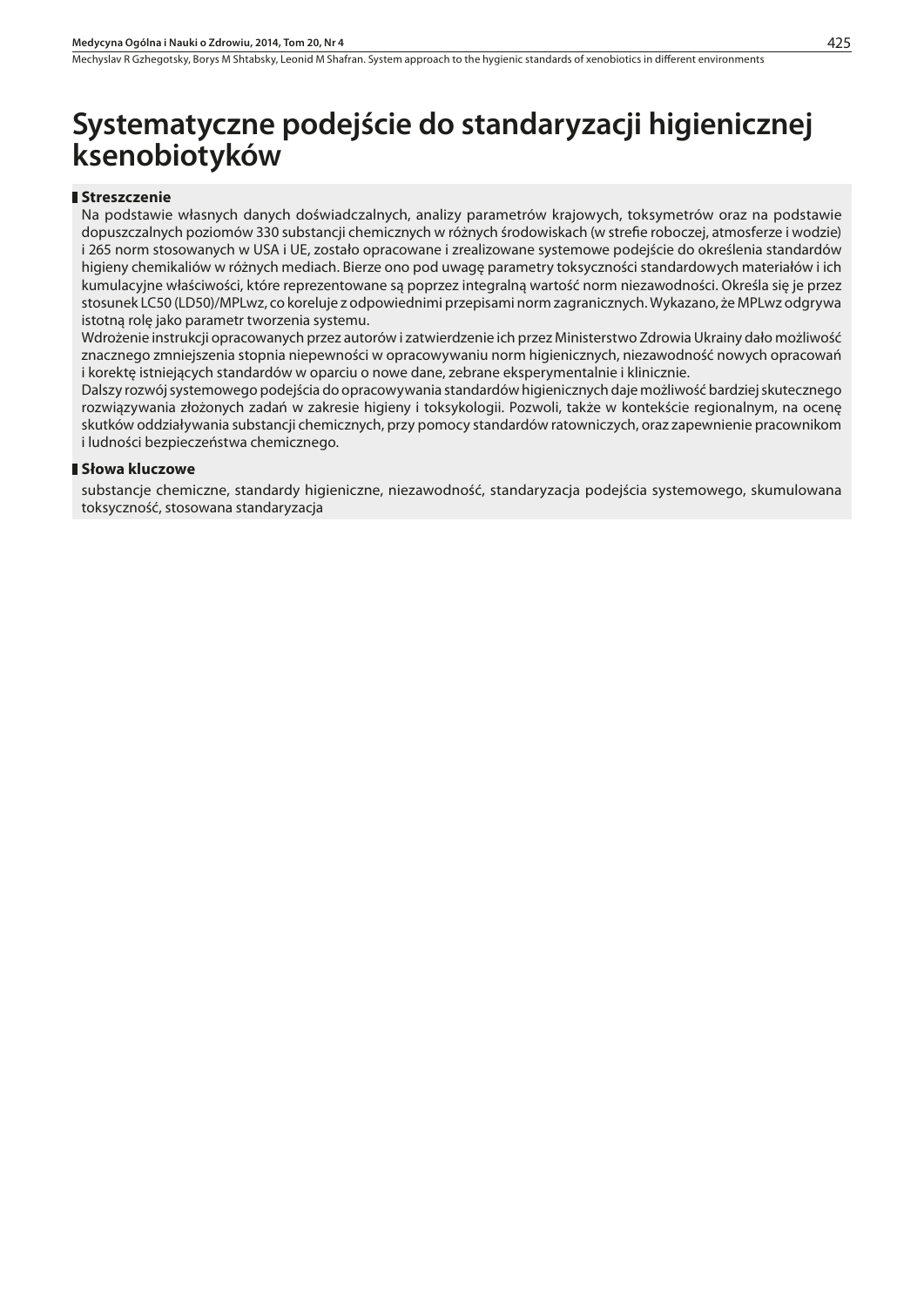# Systematyczne podejście do standaryzacji higienicznej ksenobiotyków

## Streszczenie

Na podstawie własnych danych doświadczalnych, analizy parametrów krajowych, toksymetrów oraz na podstawie dopuszczalnych poziomów 330 substancji chemicznych w różnych środowiskach (w strefie roboczej, atmosferze i wodzie) i 265 norm stosowanych w USA i UE, zostało opracowane i zrealizowane systemowe podejście do określenia standardów higieny chemikaliów w różnych mediach. Bierze ono pod uwagę parametry toksyczności standardowych materiałów i ich kumulacyjne właściwości, które reprezentowane są poprzez integralną wartość norm niezawodności. Określa się je przez stosunek LC50 (LD50)/MPLwz, co koreluje z odpowiednimi przepisami norm zagranicznych. Wykazano, że MPLwz odgrywa istotną rolę jako parametr tworzenia systemu.

Wdrożenie instrukcji opracowanych przez autorów i zatwierdzenie ich przez Ministerstwo Zdrowia Ukrainy dało możliwość znacznego zmniejszenia stopnia niepewności w opracowywaniu norm higienicznych, niezawodność nowych opracowań i korektę istniejących standardów w oparciu o nowe dane, zebrane eksperymentalnie i klinicznie.

Dalszy rozwój systemowego podejścia do opracowywania standardów higienicznych daje możliwość bardziej skutecznego rozwiązywania złożonych zadań w zakresie higieny i toksykologii. Pozwoli, także w kontekście regionalnym, na ocenę skutków oddziaływania substancji chemicznych, przy pomocy standardów ratowniczych, oraz zapewnienie pracownikom i ludności bezpieczeństwa chemicznego.

## Słowa kluczowe

substancje chemiczne, standardy higieniczne, niezawodność, standaryzacja podejścia systemowego, skumulowana toksyczność, stosowana standaryzacja